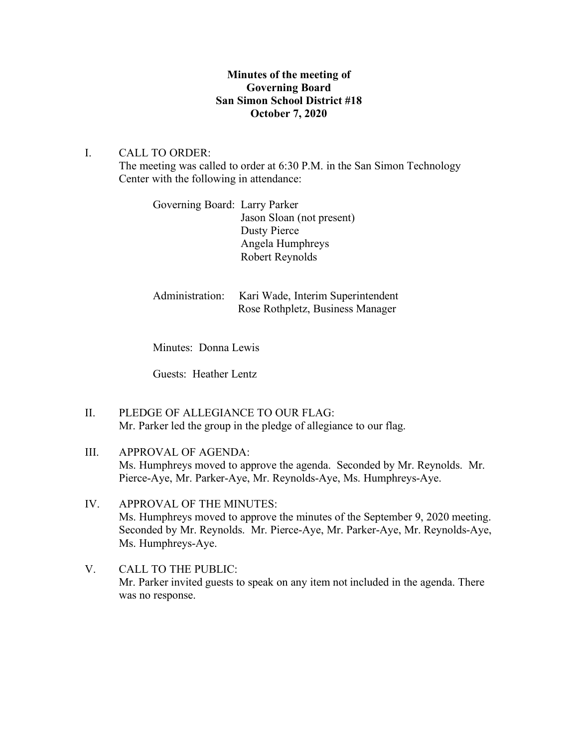**Minutes of the meeting of**
**Governing Board**
**San Simon School District #18**
**October 7, 2020**

I. CALL TO ORDER:
The meeting was called to order at 6:30 P.M. in the San Simon Technology Center with the following in attendance:

Governing Board: Larry Parker
Jason Sloan (not present)
Dusty Pierce
Angela Humphreys
Robert Reynolds

Administration: Kari Wade, Interim Superintendent
Rose Rothpletz, Business Manager

Minutes: Donna Lewis

Guests: Heather Lentz

II. PLEDGE OF ALLEGIANCE TO OUR FLAG:
Mr. Parker led the group in the pledge of allegiance to our flag.

III. APPROVAL OF AGENDA:
Ms. Humphreys moved to approve the agenda. Seconded by Mr. Reynolds. Mr. Pierce-Aye, Mr. Parker-Aye, Mr. Reynolds-Aye, Ms. Humphreys-Aye.

IV. APPROVAL OF THE MINUTES:
Ms. Humphreys moved to approve the minutes of the September 9, 2020 meeting. Seconded by Mr. Reynolds. Mr. Pierce-Aye, Mr. Parker-Aye, Mr. Reynolds-Aye, Ms. Humphreys-Aye.

V. CALL TO THE PUBLIC:
Mr. Parker invited guests to speak on any item not included in the agenda. There was no response.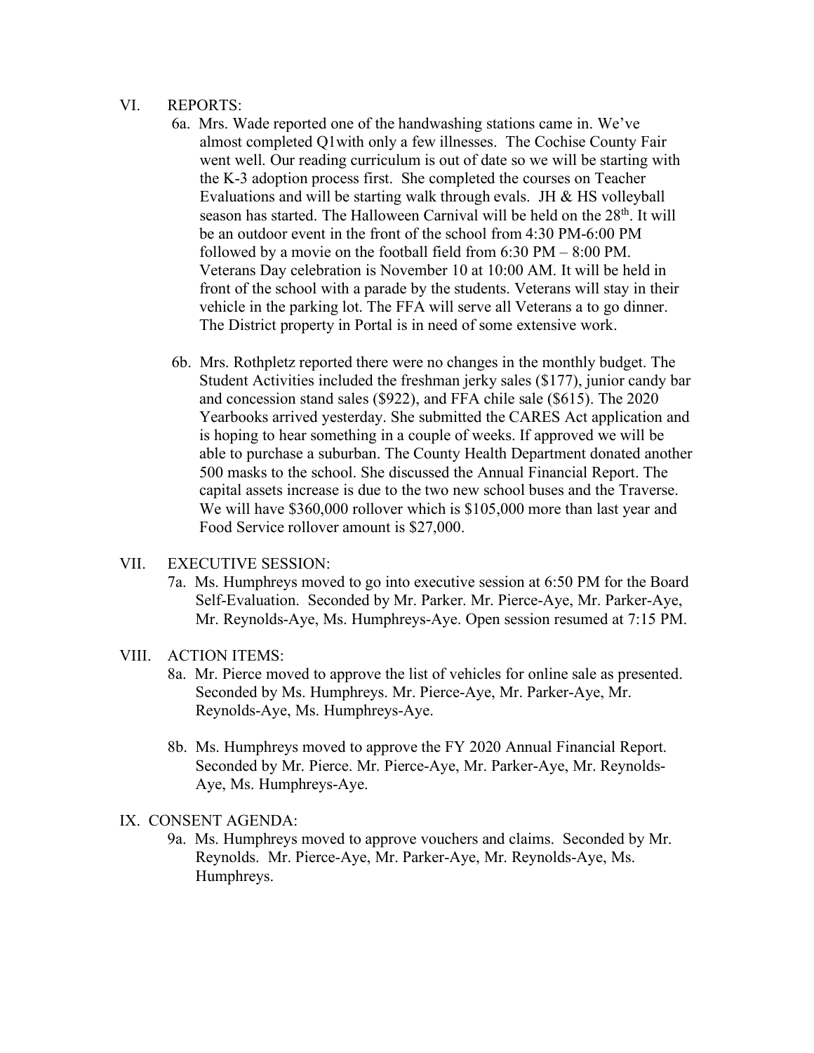VI. REPORTS:

6a. Mrs. Wade reported one of the handwashing stations came in. We've almost completed Q1with only a few illnesses. The Cochise County Fair went well. Our reading curriculum is out of date so we will be starting with the K-3 adoption process first. She completed the courses on Teacher Evaluations and will be starting walk through evals. JH & HS volleyball season has started. The Halloween Carnival will be held on the 28th. It will be an outdoor event in the front of the school from 4:30 PM-6:00 PM followed by a movie on the football field from 6:30 PM – 8:00 PM. Veterans Day celebration is November 10 at 10:00 AM. It will be held in front of the school with a parade by the students. Veterans will stay in their vehicle in the parking lot. The FFA will serve all Veterans a to go dinner. The District property in Portal is in need of some extensive work.

6b. Mrs. Rothpletz reported there were no changes in the monthly budget. The Student Activities included the freshman jerky sales ($177), junior candy bar and concession stand sales ($922), and FFA chile sale ($615). The 2020 Yearbooks arrived yesterday. She submitted the CARES Act application and is hoping to hear something in a couple of weeks. If approved we will be able to purchase a suburban. The County Health Department donated another 500 masks to the school. She discussed the Annual Financial Report. The capital assets increase is due to the two new school buses and the Traverse. We will have $360,000 rollover which is $105,000 more than last year and Food Service rollover amount is $27,000.

VII. EXECUTIVE SESSION:

7a. Ms. Humphreys moved to go into executive session at 6:50 PM for the Board Self-Evaluation. Seconded by Mr. Parker. Mr. Pierce-Aye, Mr. Parker-Aye, Mr. Reynolds-Aye, Ms. Humphreys-Aye. Open session resumed at 7:15 PM.

VIII. ACTION ITEMS:

8a. Mr. Pierce moved to approve the list of vehicles for online sale as presented. Seconded by Ms. Humphreys. Mr. Pierce-Aye, Mr. Parker-Aye, Mr. Reynolds-Aye, Ms. Humphreys-Aye.

8b. Ms. Humphreys moved to approve the FY 2020 Annual Financial Report. Seconded by Mr. Pierce. Mr. Pierce-Aye, Mr. Parker-Aye, Mr. Reynolds-Aye, Ms. Humphreys-Aye.

IX. CONSENT AGENDA:

9a. Ms. Humphreys moved to approve vouchers and claims. Seconded by Mr. Reynolds. Mr. Pierce-Aye, Mr. Parker-Aye, Mr. Reynolds-Aye, Ms. Humphreys.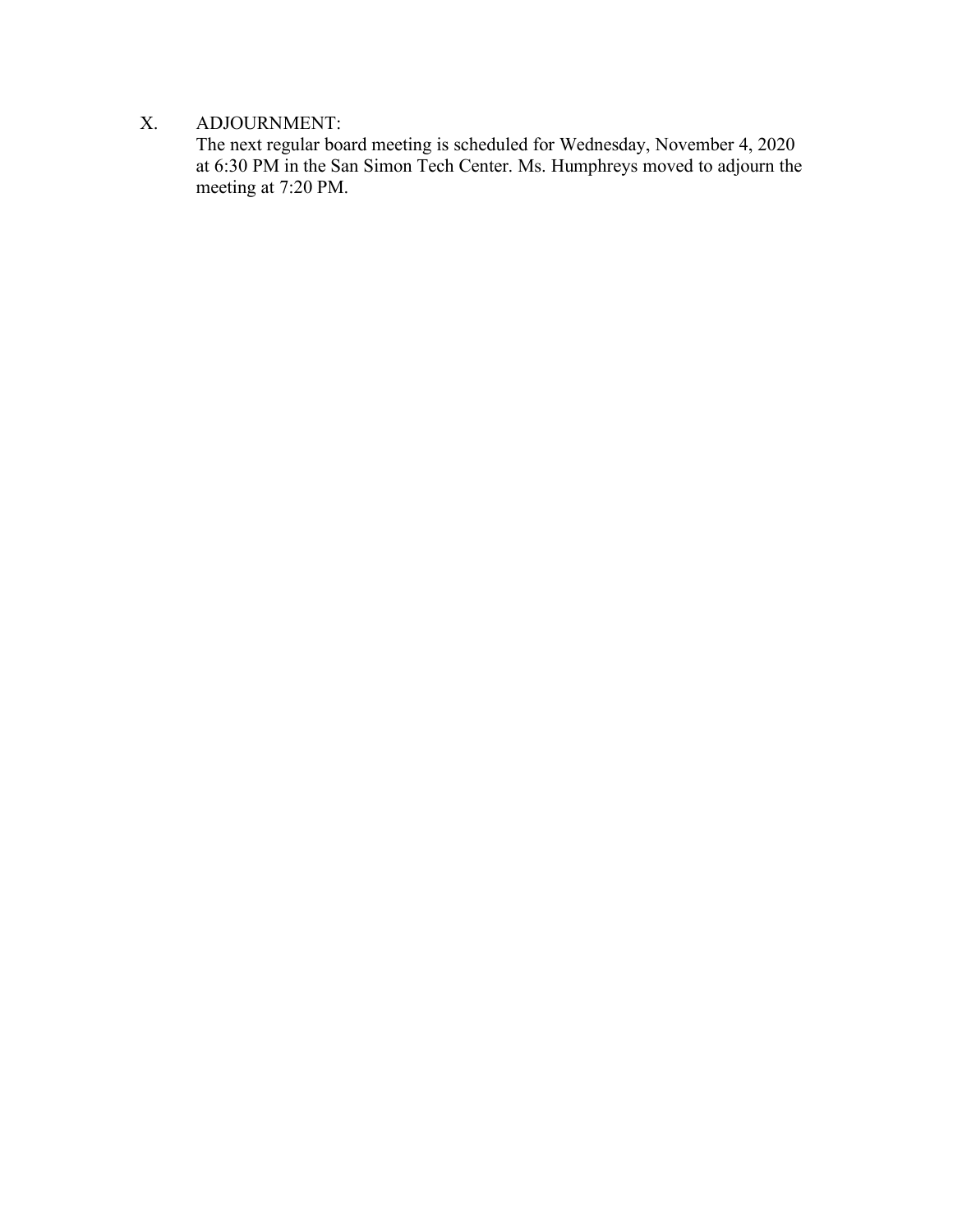X. ADJOURNMENT:

The next regular board meeting is scheduled for Wednesday, November 4, 2020 at 6:30 PM in the San Simon Tech Center. Ms. Humphreys moved to adjourn the meeting at 7:20 PM.